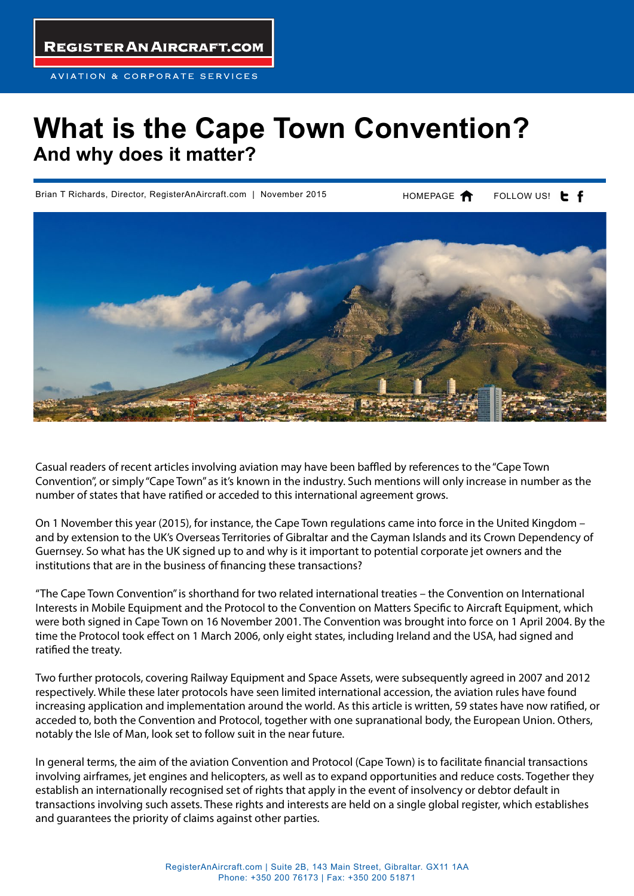# What is the Cape Town Convention?

## And why does it matter?

Brian T Richards, Director, RegisterAnAircraft.com | November 2015

Casual readers of recent articles involving aviation may have been baffled by references to the "Cape Town Convention", or simply "Cape Town" as it's known in the industry. Such mentions will only increase in number as the number of states that have ratified or acceded to this international agreement grows.

On 1 November this year (2015), for instance, the Cape Town regulations came into force in the United Kingdom – and by extension to the UK's Overseas Territories of Gibraltar and the Cayman Islands and its Crown Dependency of Guernsey. So what has the UK signed up to and why is it important to potential corporate jet owners and the institutions that are in the business of financing these transactions?

"The Cape Town Convention" is shorthand for two related international treaties – the Convention on International Interests in Mobile Equipment and the Protocol to the Convention on Matters Specific to Aircraft Equipment, which were both signed in Cape Town on 16 November 2001. The Convention was brought into force on 1 April 2004. By the time the Protocol took effect on 1 March 2006, only eight states, including Ireland and the USA, had signed and ratified the treaty.

Two further protocols, covering Railway Equipment and Space Assets, were subsequently agreed in 2007 and 2012 respectively. While these later protocols have seen limited international accession, the aviation rules have found increasing application and implementation around the world. As this article is written, 59 states have now ratified, or acceded to, both the Convention and Protocol, together with one supranational body, the European Union. Others, notably the Isle of Man, look set to follow suit in the near future.

In general terms, the aim of the aviation Convention and Protocol (Cape Town) is to facilitate financial transactions involving airframes, jet engines and helicopters, as well as to expand opportunities and reduce costs. Together they establish an internationally recognised set of rights that apply in the event of insolvency or debtor default in transactions involving such assets. These rights and interests are held on a single global register, which establishes and guarantees the priority of claims against other parties.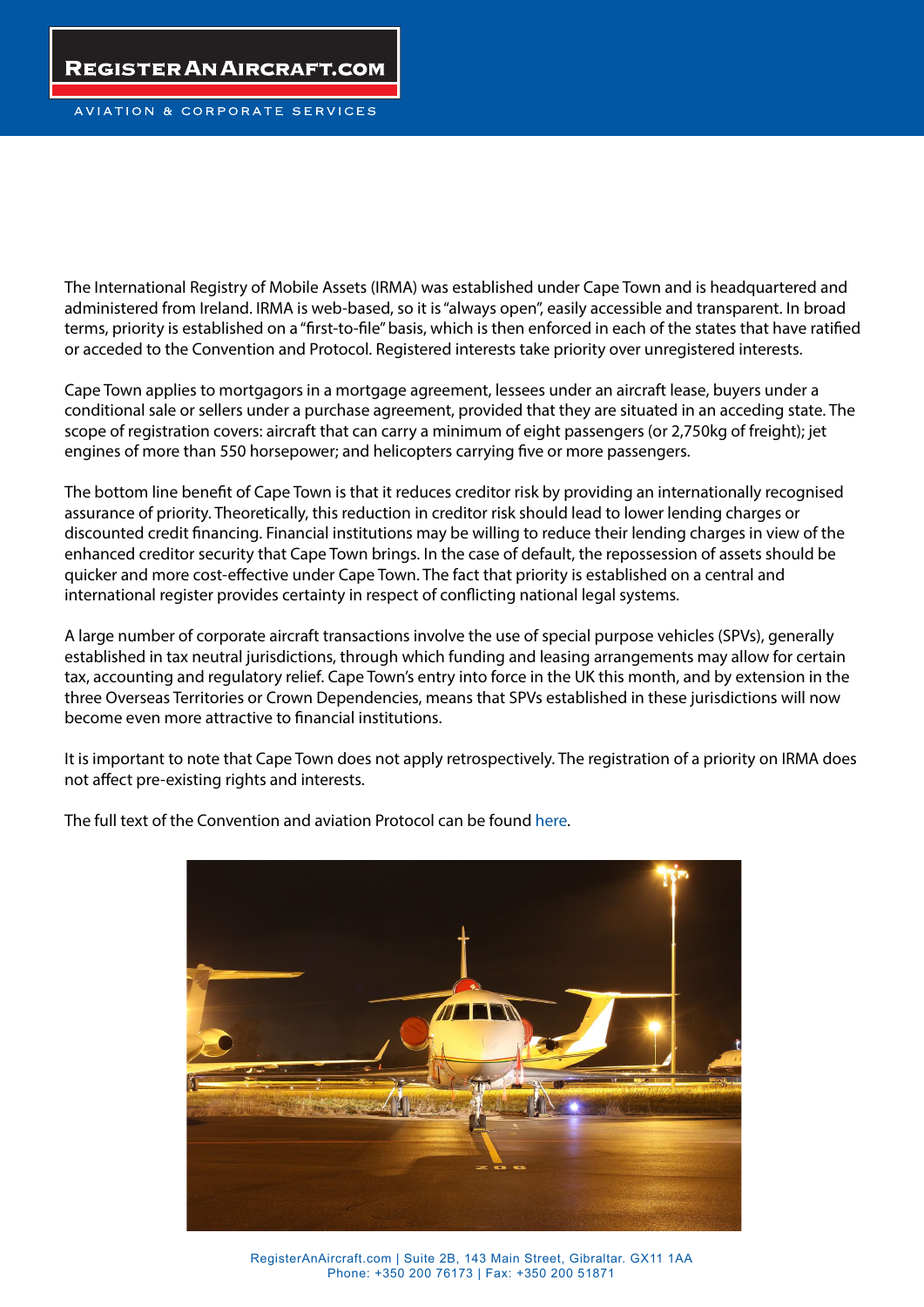The International Registry of Mobile Assets (IRMA) was established under Cape Town and is headquartered and administered from Ireland. IRMA is web-based, so it is "always open", easily accessible and transparent. In broad terms, priority is established on a "first-to-file" basis, which is then enforced in each of the states that have ratified or acceded to the Convention and Protocol. Registered interests take priority over unregistered interests.

Cape Town applies to mortgagors in a mortgage agreement, lessees under an aircraft lease, buyers under a conditional sale or sellers under a purchase agreement, provided that they are situated in an acceding state. The scope of registration covers: aircraft that can carry a minimum of eight passengers (or 2,750kg of freight); jet engines of more than 550 horsepower; and helicopters carrying five or more passengers.

The bottom line benefit of Cape Town is that it reduces creditor risk by providing an internationally recognised assurance of priority. Theoretically, this reduction in creditor risk should lead to lower lending charges or discounted credit financing. Financial institutions may be willing to reduce their lending charges in view of the enhanced creditor security that Cape Town brings. In the case of default, the repossession of assets should be quicker and more cost-effective under Cape Town. The fact that priority is established on a central and international register provides certainty in respect of conflicting national legal systems.

A large number of corporate aircraft transactions involve the use of special purpose vehicles (SPVs), generally established in tax neutral jurisdictions, through which funding and leasing arrangements may allow for certain tax, accounting and regulatory relief. Cape Town's entry into force in the UK this month, and by extension in the three Overseas Territories or Crown Dependencies, means that SPVs established in these jurisdictions will now become even more attractive to financial institutions.

It is important to note that Cape Town does not apply retrospectively. The registration of a priority on IRMA does not affect pre-existing rights and interests.

The full text of the Convention and aviation Protocol can be found here.